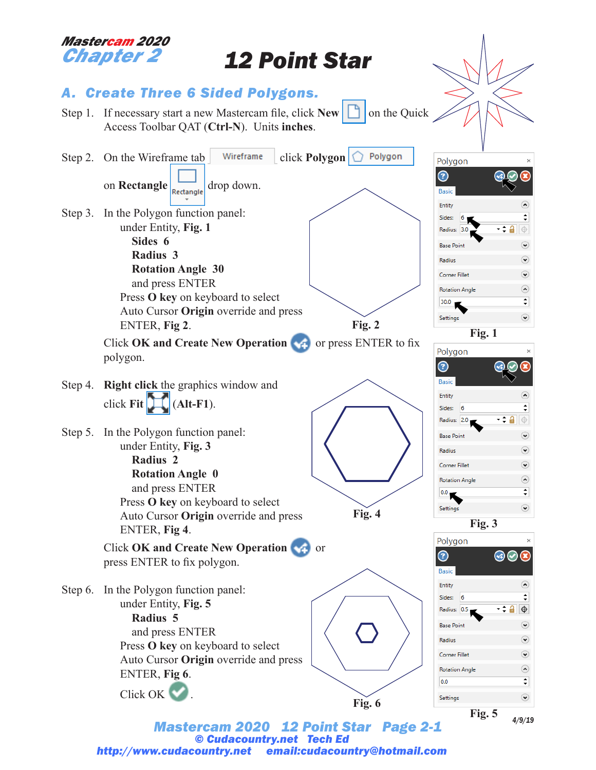Mastercam 2020
# Chapter 2 — 12 Point Star

## A. Create Three 6 Sided Polygons.

Step 1. If necessary start a new Mastercam file, click **New** on the Quick Access Toolbar QAT (**Ctrl-N**). Units **inches**.

Step 2. On the Wireframe tab Wireframe click **Polygon** Polygon on **Rectangle** Rectangle drop down.

Step 3. In the Polygon function panel:
under Entity, **Fig. 1**
**Sides 6**
**Radius 3**
**Rotation Angle 30**
and press ENTER
Press **O key** on keyboard to select Auto Cursor **Origin** override and press ENTER, **Fig 2**.

Click **OK and Create New Operation** or press ENTER to fix polygon.

Fig. 2

Polygon — Basic — Entity — Sides: 6 — Radius: 3.0 — Base Point — Radius — Corner Fillet — Rotation Angle — 30.0 — Settings

Fig. 1

Step 4. **Right click** the graphics window and click **Fit** (**Alt-F1**).

Step 5. In the Polygon function panel:
under Entity, **Fig. 3**
**Radius 2**
**Rotation Angle 0**
and press ENTER
Press **O key** on keyboard to select Auto Cursor **Origin** override and press ENTER, **Fig 4**.

Click **OK and Create New Operation** or press ENTER to fix polygon.

Fig. 4

Polygon — Basic — Entity — Sides: 6 — Radius: 2.0 — Base Point — Radius — Corner Fillet — Rotation Angle — 0.0 — Settings

Fig. 3

Step 6. In the Polygon function panel:
under Entity, **Fig. 5**
**Radius 5**
and press ENTER
Press **O key** on keyboard to select Auto Cursor **Origin** override and press ENTER, **Fig 6**.

Click OK .

Fig. 6

Polygon — Basic — Entity — Sides: 6 — Radius: 0.5 — Base Point — Radius — Corner Fillet — Rotation Angle — 0.0 — Settings

Fig. 5

4/9/19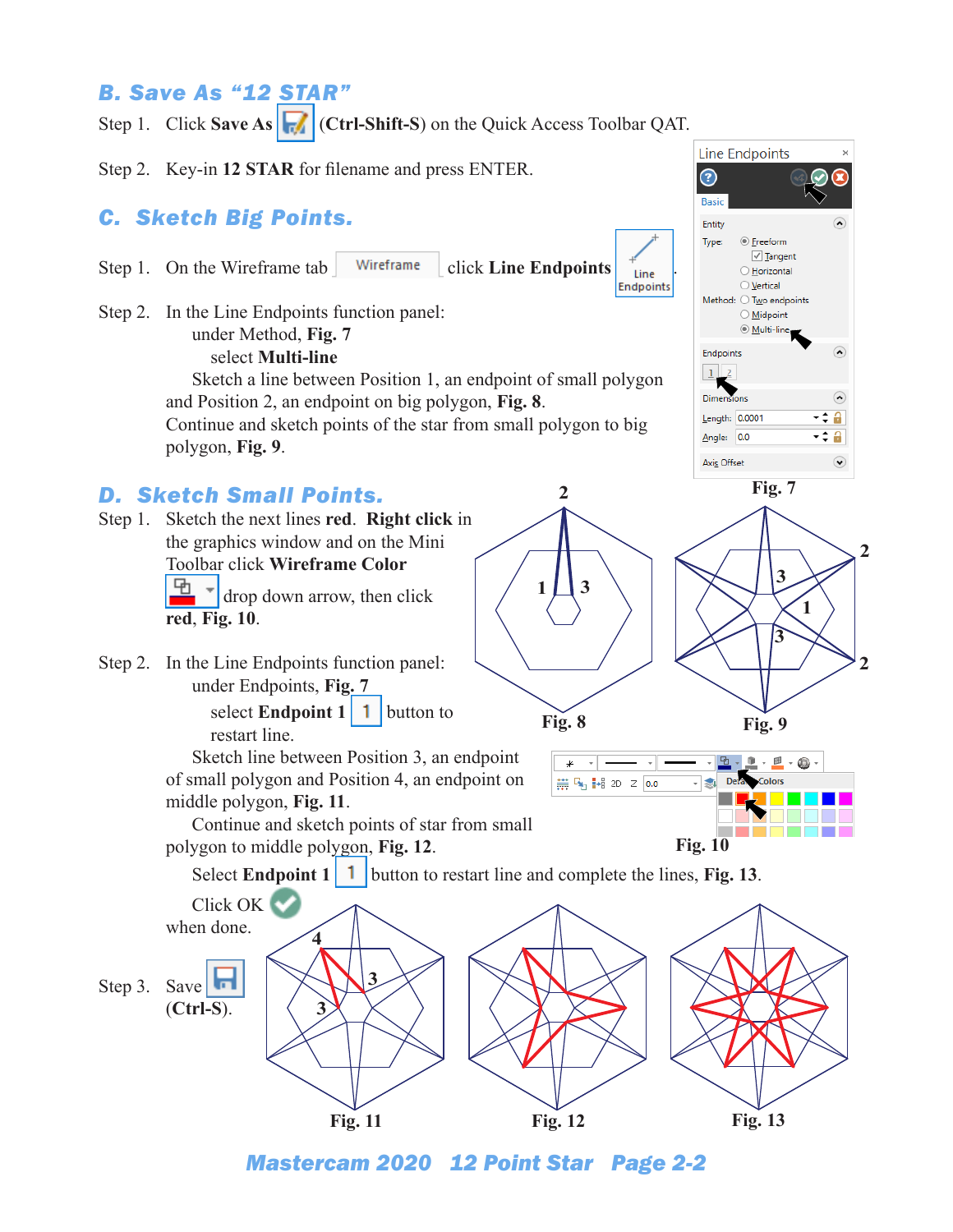## B. Save As "12 STAR"

Step 1. Click **Save As** (**Ctrl-Shift-S**) on the Quick Access Toolbar QAT.

Step 2. Key-in **12 STAR** for filename and press ENTER.

## C. Sketch Big Points.

Step 1. On the Wireframe tab Wireframe click **Line Endpoints** Line Endpoints.

Step 2. In the Line Endpoints function panel:
under Method, **Fig. 7**
select **Multi-line**
Sketch a line between Position 1, an endpoint of small polygon and Position 2, an endpoint on big polygon, **Fig. 8**.
Continue and sketch points of the star from small polygon to big polygon, **Fig. 9**.

**Fig. 7**

**Fig. 8**

**Fig. 9**

## D. Sketch Small Points.

Step 1. Sketch the next lines **red**. **Right click** in the graphics window and on the Mini Toolbar click **Wireframe Color** drop down arrow, then click **red**, **Fig. 10**.

Step 2. In the Line Endpoints function panel:
under Endpoints, **Fig. 7**
select **Endpoint 1** 1 button to restart line.
Sketch line between Position 3, an endpoint of small polygon and Position 4, an endpoint on middle polygon, **Fig. 11**.
Continue and sketch points of star from small polygon to middle polygon, **Fig. 12**.
Select **Endpoint 1** 1 button to restart line and complete the lines, **Fig. 13**.
Click OK when done.

**Fig. 10**

Step 3. Save (**Ctrl-S**).

**Fig. 11**

**Fig. 12**

**Fig. 13**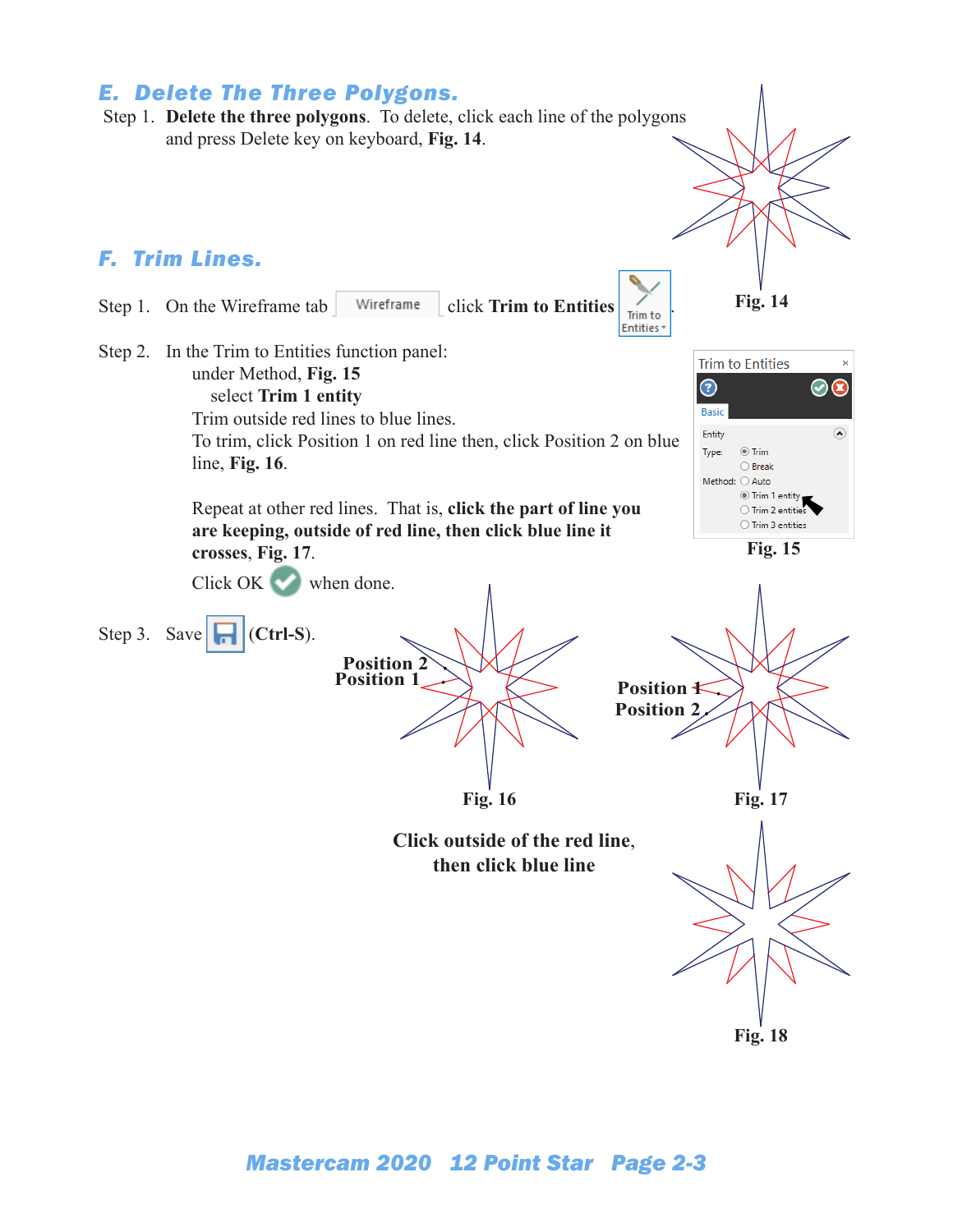## E. Delete The Three Polygons.

Step 1. **Delete the three polygons**. To delete, click each line of the polygons and press Delete key on keyboard, **Fig. 14**.

**Fig. 14**

## F. Trim Lines.

Step 1. On the Wireframe tab Wireframe click **Trim to Entities** Trim to Entities.

Step 2. In the Trim to Entities function panel:

under Method, **Fig. 15**

select **Trim 1 entity**

Trim outside red lines to blue lines.

To trim, click Position 1 on red line then, click Position 2 on blue line, **Fig. 16**.

Repeat at other red lines. That is, **click the part of line you are keeping, outside of red line, then click blue line it crosses**, **Fig. 17**.

Click OK when done.

Step 3. Save **(Ctrl-S)**.

Trim to Entities

Basic

Entity

Type: Trim

Break

Method: Auto

Trim 1 entity

Trim 2 entities

Trim 3 entities

**Fig. 15**

**Position 2**
**Position 1**

**Fig. 16**

**Position 1**
**Position 2**

**Fig. 17**

**Click outside of the red line, then click blue line**

**Fig. 18**